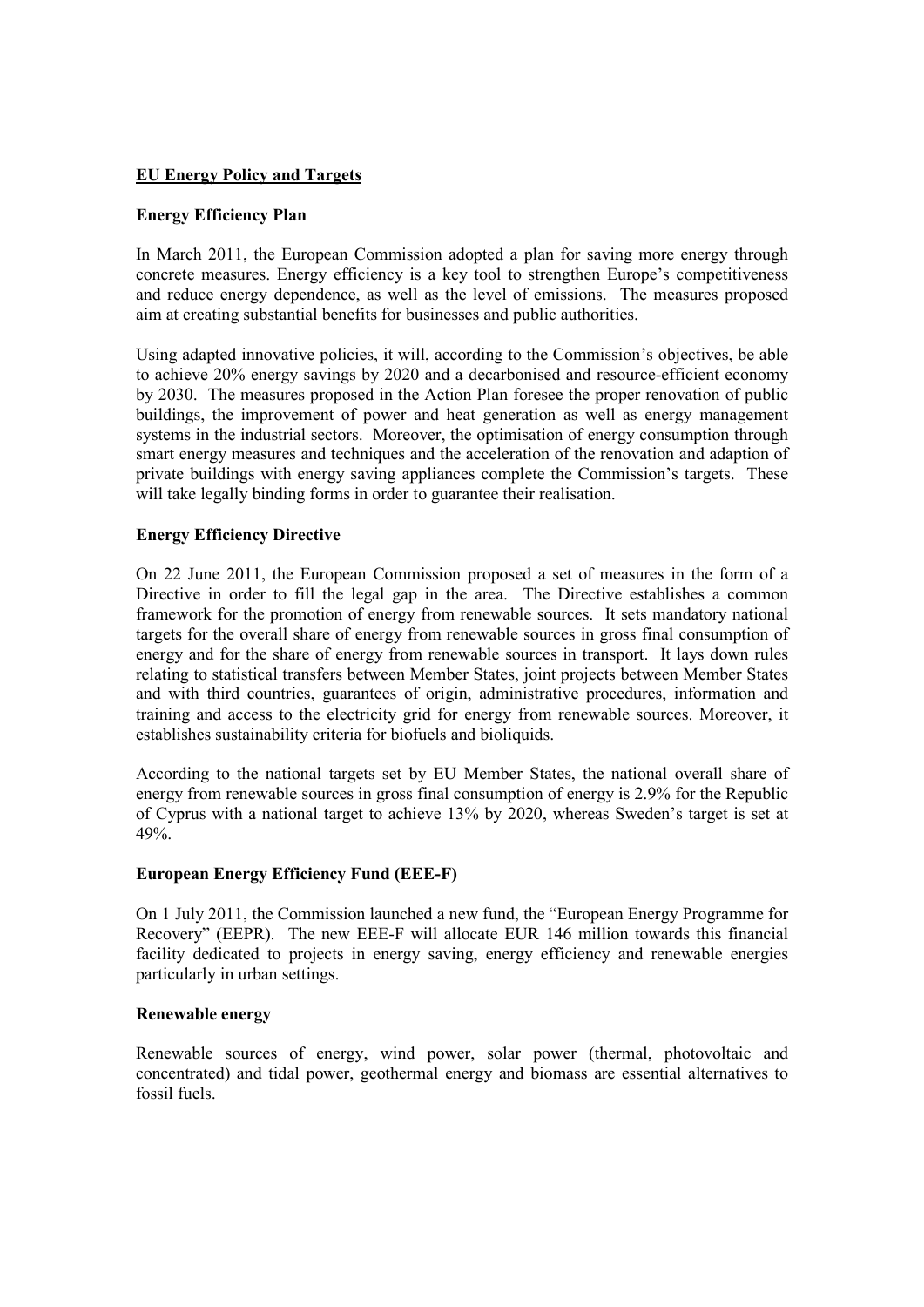# EU Energy Policy and Targets

## Energy Efficiency Plan

In March 2011, the European Commission adopted a plan for saving more energy through concrete measures. Energy efficiency is a key tool to strengthen Europe's competitiveness and reduce energy dependence, as well as the level of emissions. The measures proposed aim at creating substantial benefits for businesses and public authorities.

Using adapted innovative policies, it will, according to the Commission's objectives, be able to achieve 20% energy savings by 2020 and a decarbonised and resource-efficient economy by 2030. The measures proposed in the Action Plan foresee the proper renovation of public buildings, the improvement of power and heat generation as well as energy management systems in the industrial sectors. Moreover, the optimisation of energy consumption through smart energy measures and techniques and the acceleration of the renovation and adaption of private buildings with energy saving appliances complete the Commission's targets. These will take legally binding forms in order to guarantee their realisation.

## Energy Efficiency Directive

On 22 June 2011, the European Commission proposed a set of measures in the form of a Directive in order to fill the legal gap in the area. The Directive establishes a common framework for the promotion of energy from renewable sources. It sets mandatory national targets for the overall share of energy from renewable sources in gross final consumption of energy and for the share of energy from renewable sources in transport. It lays down rules relating to statistical transfers between Member States, joint projects between Member States and with third countries, guarantees of origin, administrative procedures, information and training and access to the electricity grid for energy from renewable sources. Moreover, it establishes sustainability criteria for biofuels and bioliquids.

According to the national targets set by EU Member States, the national overall share of energy from renewable sources in gross final consumption of energy is 2.9% for the Republic of Cyprus with a national target to achieve 13% by 2020, whereas Sweden's target is set at 49%.

## European Energy Efficiency Fund (EEE-F)

On 1 July 2011, the Commission launched a new fund, the "European Energy Programme for Recovery" (EEPR). The new EEE-F will allocate EUR 146 million towards this financial facility dedicated to projects in energy saving, energy efficiency and renewable energies particularly in urban settings.

## Renewable energy

Renewable sources of energy, wind power, solar power (thermal, photovoltaic and concentrated) and tidal power, geothermal energy and biomass are essential alternatives to fossil fuels.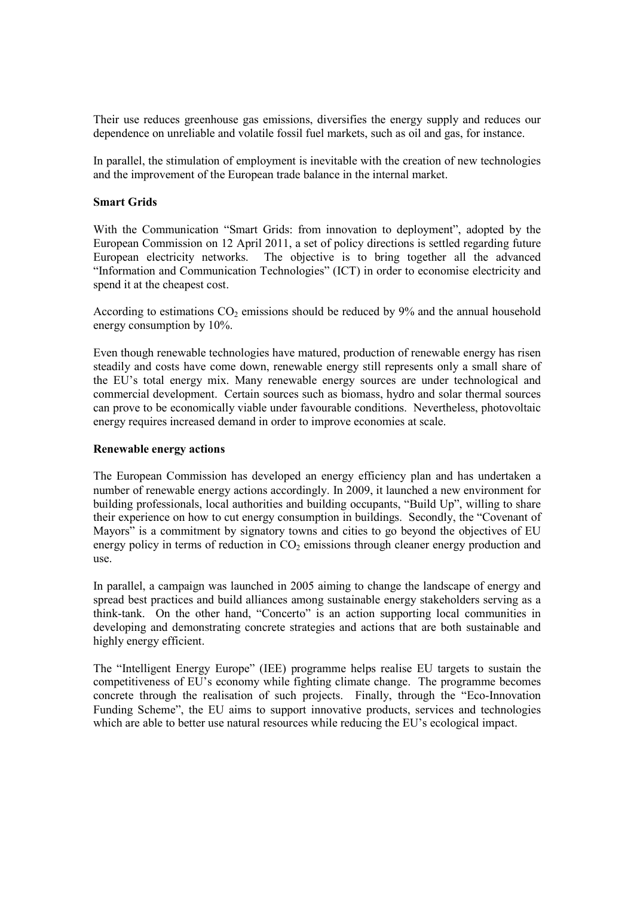Their use reduces greenhouse gas emissions, diversifies the energy supply and reduces our dependence on unreliable and volatile fossil fuel markets, such as oil and gas, for instance.

In parallel, the stimulation of employment is inevitable with the creation of new technologies and the improvement of the European trade balance in the internal market.

**Smart Grids**

With the Communication "Smart Grids: from innovation to deployment", adopted by the European Commission on 12 April 2011, a set of policy directions is settled regarding future European electricity networks. The objective is to bring together all the advanced "Information and Communication Technologies" (ICT) in order to economise electricity and spend it at the cheapest cost.

According to estimations $CO_2$ emissions should be reduced by 9% and the annual household energy consumption by 10%.

Even though renewable technologies have matured, production of renewable energy has risen steadily and costs have come down, renewable energy still represents only a small share of the EU's total energy mix. Many renewable energy sources are under technological and commercial development. Certain sources such as biomass, hydro and solar thermal sources can prove to be economically viable under favourable conditions. Nevertheless, photovoltaic energy requires increased demand in order to improve economies at scale.

**Renewable energy actions**

The European Commission has developed an energy efficiency plan and has undertaken a number of renewable energy actions accordingly. In 2009, it launched a new environment for building professionals, local authorities and building occupants, "Build Up", willing to share their experience on how to cut energy consumption in buildings. Secondly, the "Covenant of Mayors" is a commitment by signatory towns and cities to go beyond the objectives of EU energy policy in terms of reduction in $CO_2$ emissions through cleaner energy production and use.

In parallel, a campaign was launched in 2005 aiming to change the landscape of energy and spread best practices and build alliances among sustainable energy stakeholders serving as a think-tank. On the other hand, "Concerto" is an action supporting local communities in developing and demonstrating concrete strategies and actions that are both sustainable and highly energy efficient.

The "Intelligent Energy Europe" (IEE) programme helps realise EU targets to sustain the competitiveness of EU's economy while fighting climate change. The programme becomes concrete through the realisation of such projects. Finally, through the "Eco-Innovation Funding Scheme", the EU aims to support innovative products, services and technologies which are able to better use natural resources while reducing the EU's ecological impact.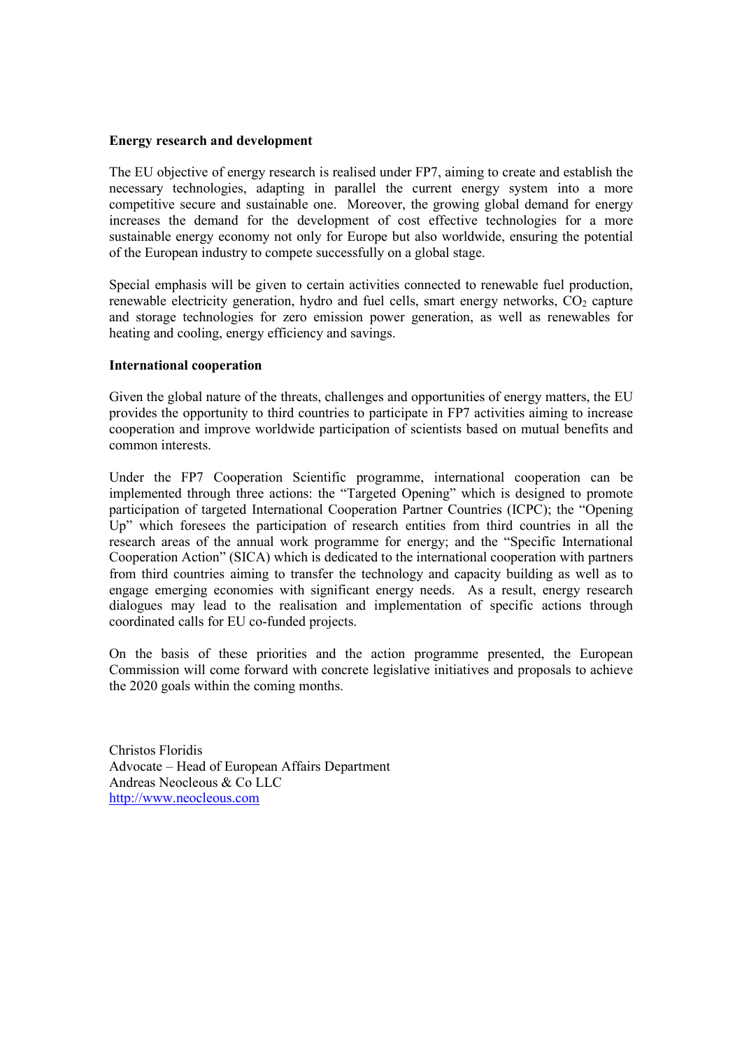**Energy research and development**

The EU objective of energy research is realised under FP7, aiming to create and establish the necessary technologies, adapting in parallel the current energy system into a more competitive secure and sustainable one. Moreover, the growing global demand for energy increases the demand for the development of cost effective technologies for a more sustainable energy economy not only for Europe but also worldwide, ensuring the potential of the European industry to compete successfully on a global stage.

Special emphasis will be given to certain activities connected to renewable fuel production, renewable electricity generation, hydro and fuel cells, smart energy networks, $CO_2$ capture and storage technologies for zero emission power generation, as well as renewables for heating and cooling, energy efficiency and savings.

**International cooperation**

Given the global nature of the threats, challenges and opportunities of energy matters, the EU provides the opportunity to third countries to participate in FP7 activities aiming to increase cooperation and improve worldwide participation of scientists based on mutual benefits and common interests.

Under the FP7 Cooperation Scientific programme, international cooperation can be implemented through three actions: the "Targeted Opening" which is designed to promote participation of targeted International Cooperation Partner Countries (ICPC); the "Opening Up" which foresees the participation of research entities from third countries in all the research areas of the annual work programme for energy; and the "Specific International Cooperation Action" (SICA) which is dedicated to the international cooperation with partners from third countries aiming to transfer the technology and capacity building as well as to engage emerging economies with significant energy needs. As a result, energy research dialogues may lead to the realisation and implementation of specific actions through coordinated calls for EU co-funded projects.

On the basis of these priorities and the action programme presented, the European Commission will come forward with concrete legislative initiatives and proposals to achieve the 2020 goals within the coming months.

Christos Floridis
Advocate – Head of European Affairs Department
Andreas Neocleous & Co LLC
http://www.neocleous.com